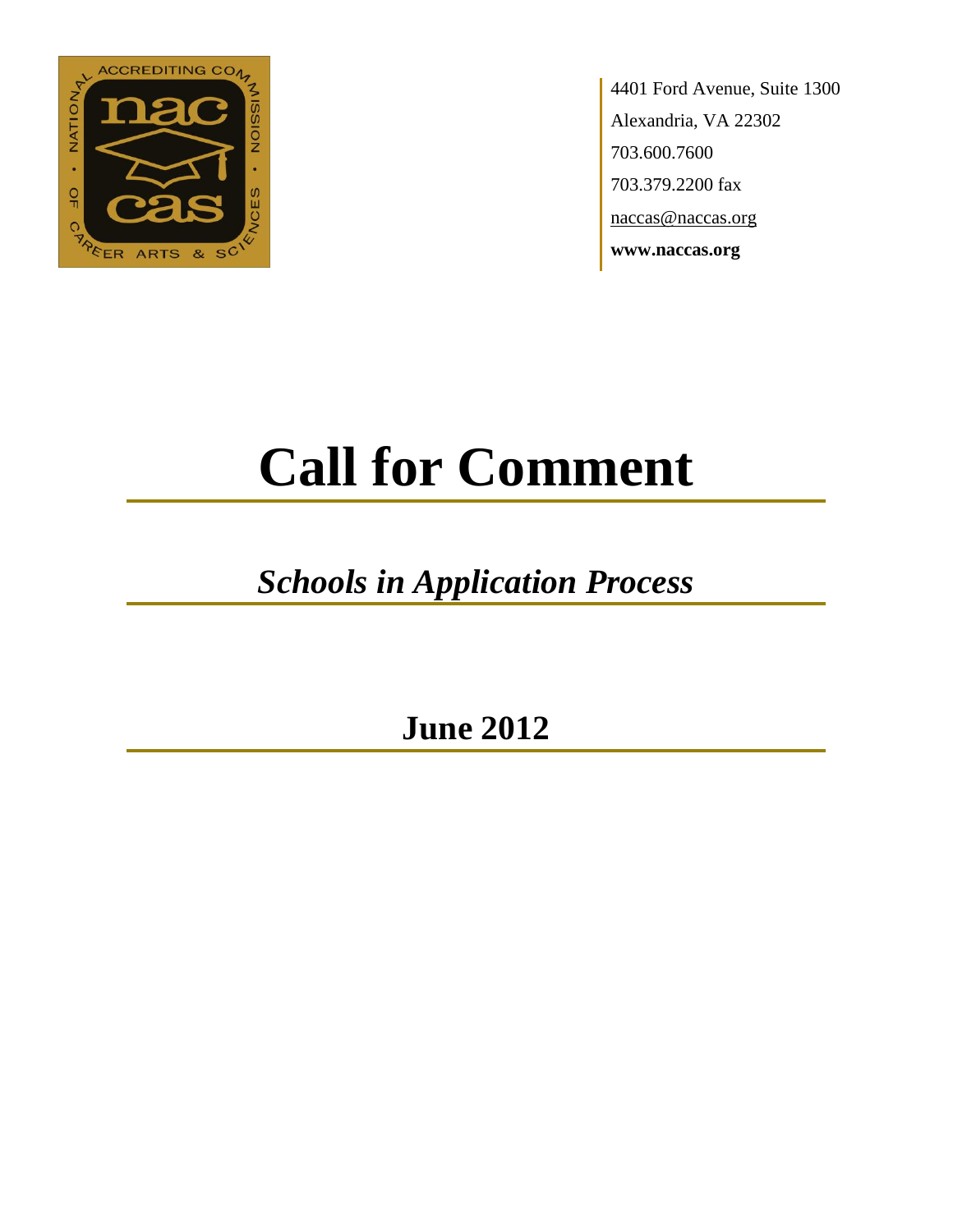4401 Ford Avenue, Suite 1300
Alexandria, VA 22302
703.600.7600
703.379.2200 fax
naccas@naccas.org
**www.naccas.org**

# Call for Comment

## *Schools in Application Process*

## June 2012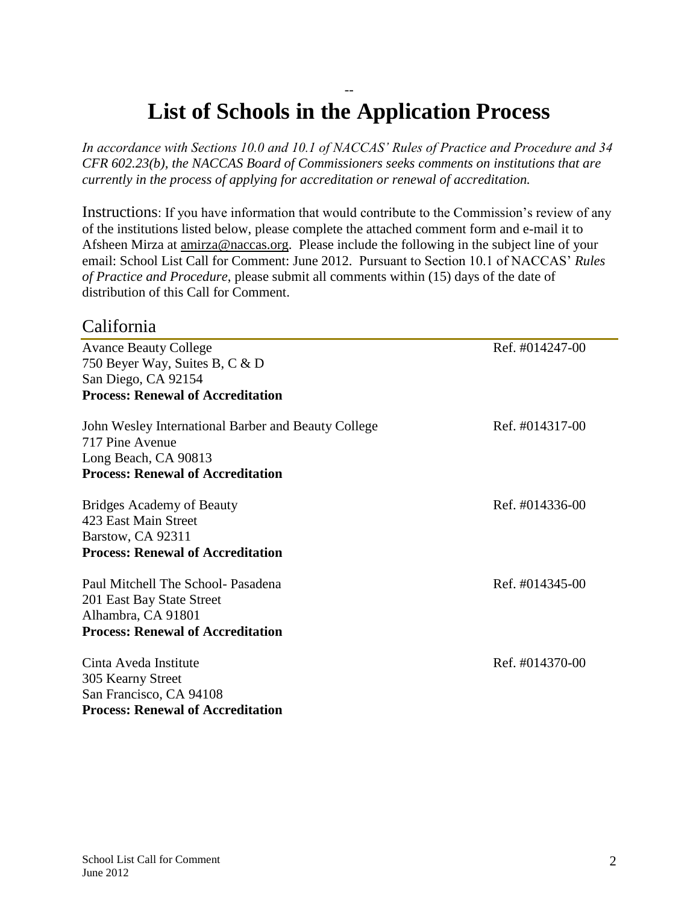# List of Schools in the Application Process

*In accordance with Sections 10.0 and 10.1 of NACCAS' Rules of Practice and Procedure and 34 CFR 602.23(b), the NACCAS Board of Commissioners seeks comments on institutions that are currently in the process of applying for accreditation or renewal of accreditation.*

Instructions: If you have information that would contribute to the Commission's review of any of the institutions listed below, please complete the attached comment form and e-mail it to Afsheen Mirza at amirza@naccas.org. Please include the following in the subject line of your email: School List Call for Comment: June 2012. Pursuant to Section 10.1 of NACCAS' *Rules of Practice and Procedure*, please submit all comments within (15) days of the date of distribution of this Call for Comment.

## California

Avance Beauty College — Ref. #014247-00
750 Beyer Way, Suites B, C & D
San Diego, CA 92154
**Process: Renewal of Accreditation**

John Wesley International Barber and Beauty College — Ref. #014317-00
717 Pine Avenue
Long Beach, CA 90813
**Process: Renewal of Accreditation**

Bridges Academy of Beauty — Ref. #014336-00
423 East Main Street
Barstow, CA 92311
**Process: Renewal of Accreditation**

Paul Mitchell The School- Pasadena — Ref. #014345-00
201 East Bay State Street
Alhambra, CA 91801
**Process: Renewal of Accreditation**

Cinta Aveda Institute — Ref. #014370-00
305 Kearny Street
San Francisco, CA 94108
**Process: Renewal of Accreditation**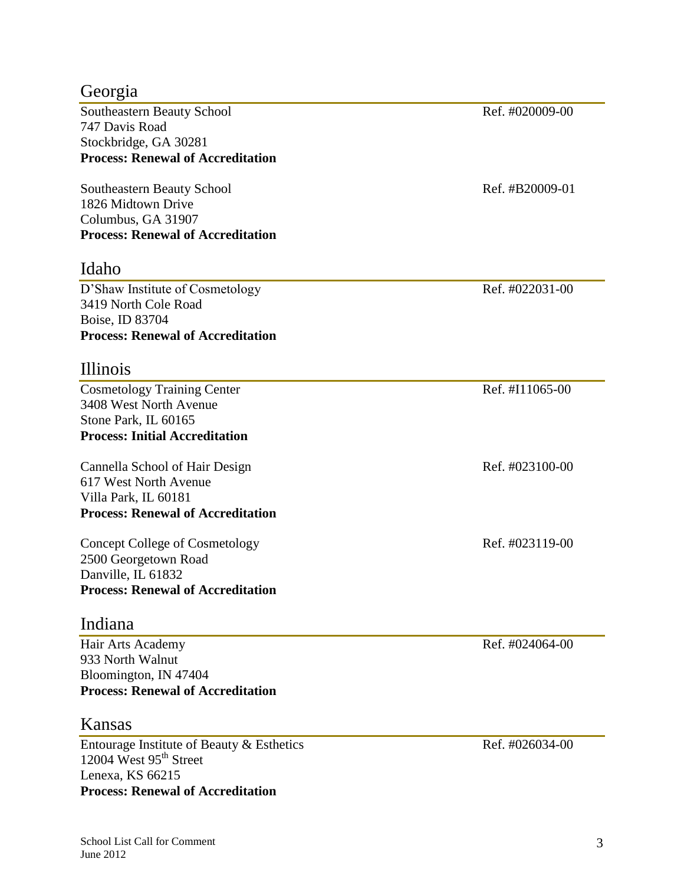## Georgia

Southeastern Beauty School — Ref. #020009-00
747 Davis Road
Stockbridge, GA 30281
**Process: Renewal of Accreditation**

Southeastern Beauty School — Ref. #B20009-01
1826 Midtown Drive
Columbus, GA 31907
**Process: Renewal of Accreditation**

## Idaho

D'Shaw Institute of Cosmetology — Ref. #022031-00
3419 North Cole Road
Boise, ID 83704
**Process: Renewal of Accreditation**

## Illinois

Cosmetology Training Center — Ref. #I11065-00
3408 West North Avenue
Stone Park, IL 60165
**Process: Initial Accreditation**

Cannella School of Hair Design — Ref. #023100-00
617 West North Avenue
Villa Park, IL 60181
**Process: Renewal of Accreditation**

Concept College of Cosmetology — Ref. #023119-00
2500 Georgetown Road
Danville, IL 61832
**Process: Renewal of Accreditation**

## Indiana

Hair Arts Academy — Ref. #024064-00
933 North Walnut
Bloomington, IN 47404
**Process: Renewal of Accreditation**

## Kansas

Entourage Institute of Beauty & Esthetics — Ref. #026034-00
12004 West 95th Street
Lenexa, KS 66215
**Process: Renewal of Accreditation**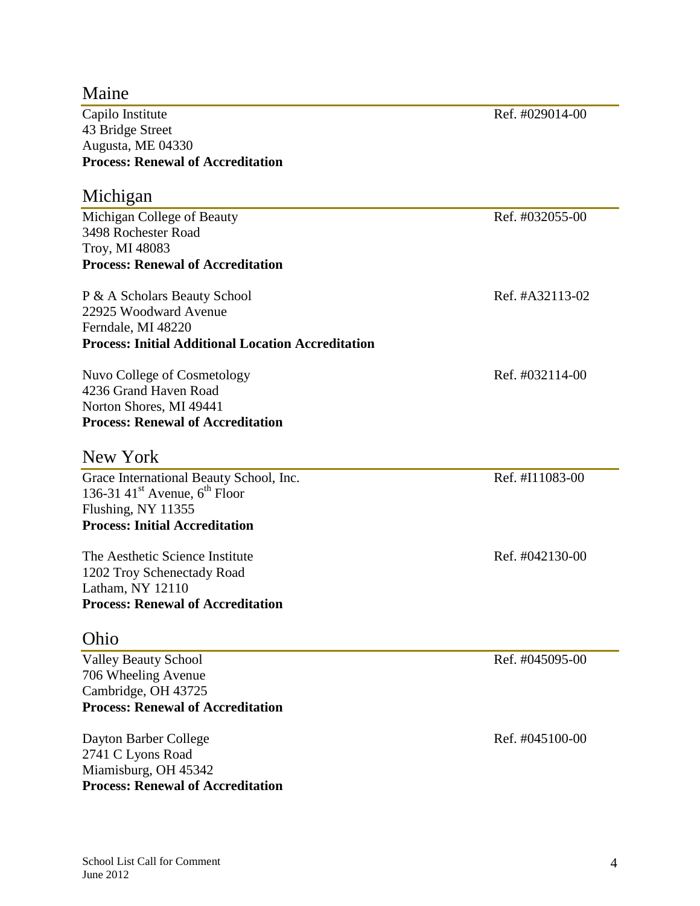## Maine

Capilo Institute
43 Bridge Street
Augusta, ME 04330
**Process: Renewal of Accreditation**

Ref. #029014-00

## Michigan

Michigan College of Beauty
3498 Rochester Road
Troy, MI 48083
**Process: Renewal of Accreditation**

Ref. #032055-00

P & A Scholars Beauty School
22925 Woodward Avenue
Ferndale, MI 48220
**Process: Initial Additional Location Accreditation**

Ref. #A32113-02

Nuvo College of Cosmetology
4236 Grand Haven Road
Norton Shores, MI 49441
**Process: Renewal of Accreditation**

Ref. #032114-00

## New York

Grace International Beauty School, Inc.
136-31 41st Avenue, 6th Floor
Flushing, NY 11355
**Process: Initial Accreditation**

Ref. #I11083-00

The Aesthetic Science Institute
1202 Troy Schenectady Road
Latham, NY 12110
**Process: Renewal of Accreditation**

Ref. #042130-00

## Ohio

Valley Beauty School
706 Wheeling Avenue
Cambridge, OH 43725
**Process: Renewal of Accreditation**

Ref. #045095-00

Dayton Barber College
2741 C Lyons Road
Miamisburg, OH 45342
**Process: Renewal of Accreditation**

Ref. #045100-00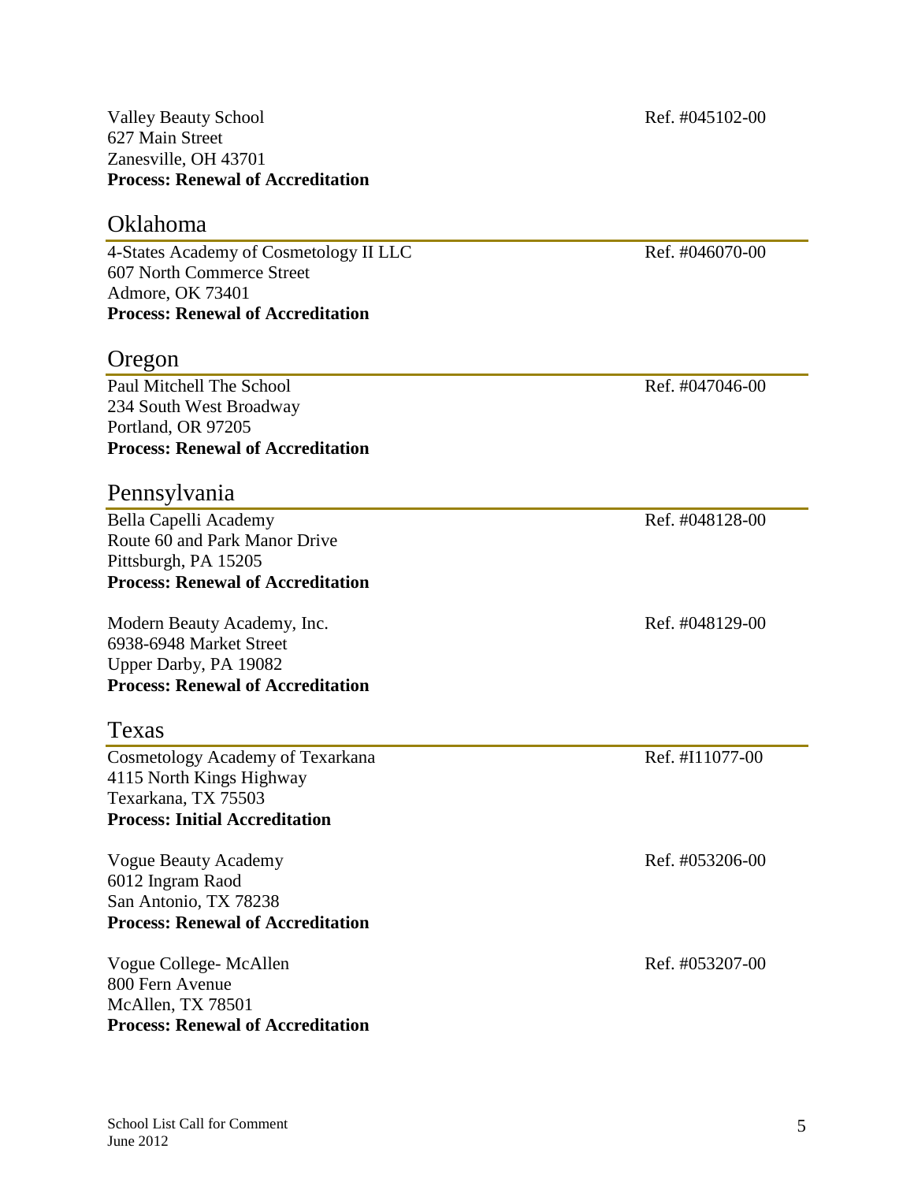Valley Beauty School
627 Main Street
Zanesville, OH 43701
**Process: Renewal of Accreditation**

Ref. #045102-00

## Oklahoma

4-States Academy of Cosmetology II LLC
607 North Commerce Street
Admore, OK 73401
**Process: Renewal of Accreditation**

Ref. #046070-00

## Oregon

Paul Mitchell The School
234 South West Broadway
Portland, OR 97205
**Process: Renewal of Accreditation**

Ref. #047046-00

## Pennsylvania

Bella Capelli Academy
Route 60 and Park Manor Drive
Pittsburgh, PA 15205
**Process: Renewal of Accreditation**

Ref. #048128-00

Modern Beauty Academy, Inc.
6938-6948 Market Street
Upper Darby, PA 19082
**Process: Renewal of Accreditation**

Ref. #048129-00

## Texas

Cosmetology Academy of Texarkana
4115 North Kings Highway
Texarkana, TX 75503
**Process: Initial Accreditation**

Ref. #I11077-00

Vogue Beauty Academy
6012 Ingram Raod
San Antonio, TX 78238
**Process: Renewal of Accreditation**

Ref. #053206-00

Vogue College- McAllen
800 Fern Avenue
McAllen, TX 78501
**Process: Renewal of Accreditation**

Ref. #053207-00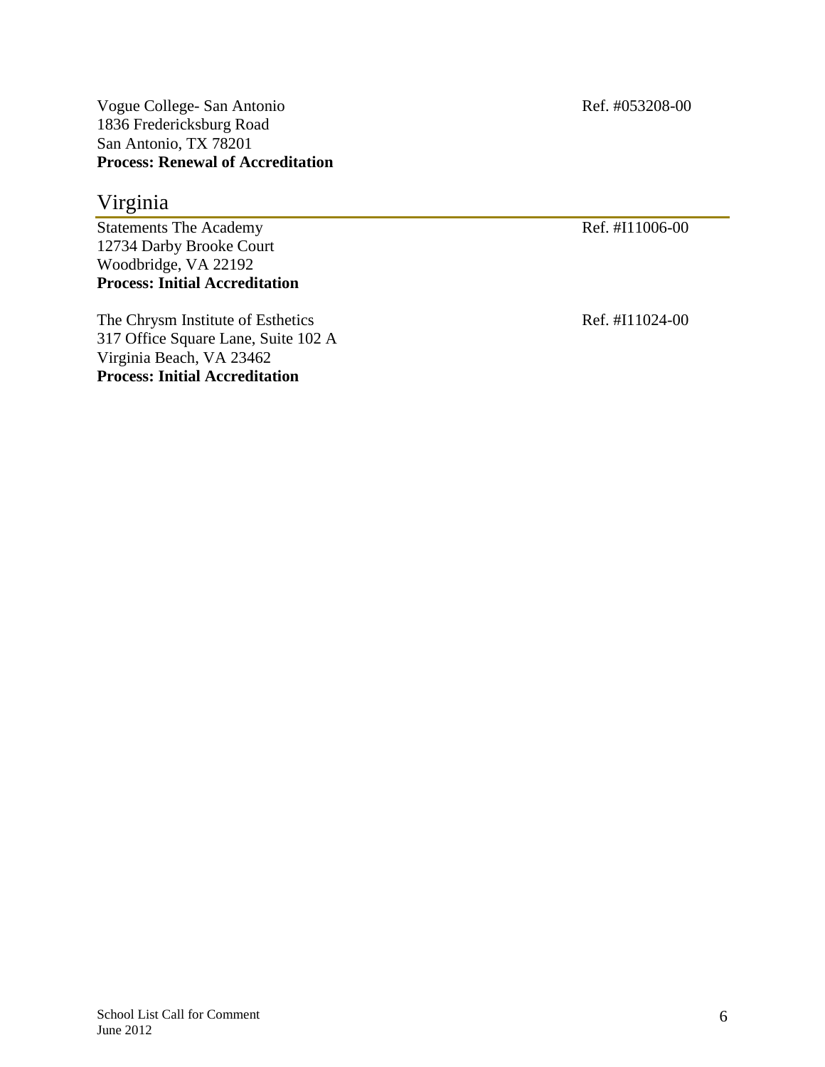Vogue College- San Antonio  
1836 Fredericksburg Road  
San Antonio, TX 78201  
**Process: Renewal of Accreditation**

Ref. #053208-00

## Virginia

Statements The Academy  
12734 Darby Brooke Court  
Woodbridge, VA 22192  
**Process: Initial Accreditation**

Ref. #I11006-00

The Chrysm Institute of Esthetics  
317 Office Square Lane, Suite 102 A  
Virginia Beach, VA 23462  
**Process: Initial Accreditation**

Ref. #I11024-00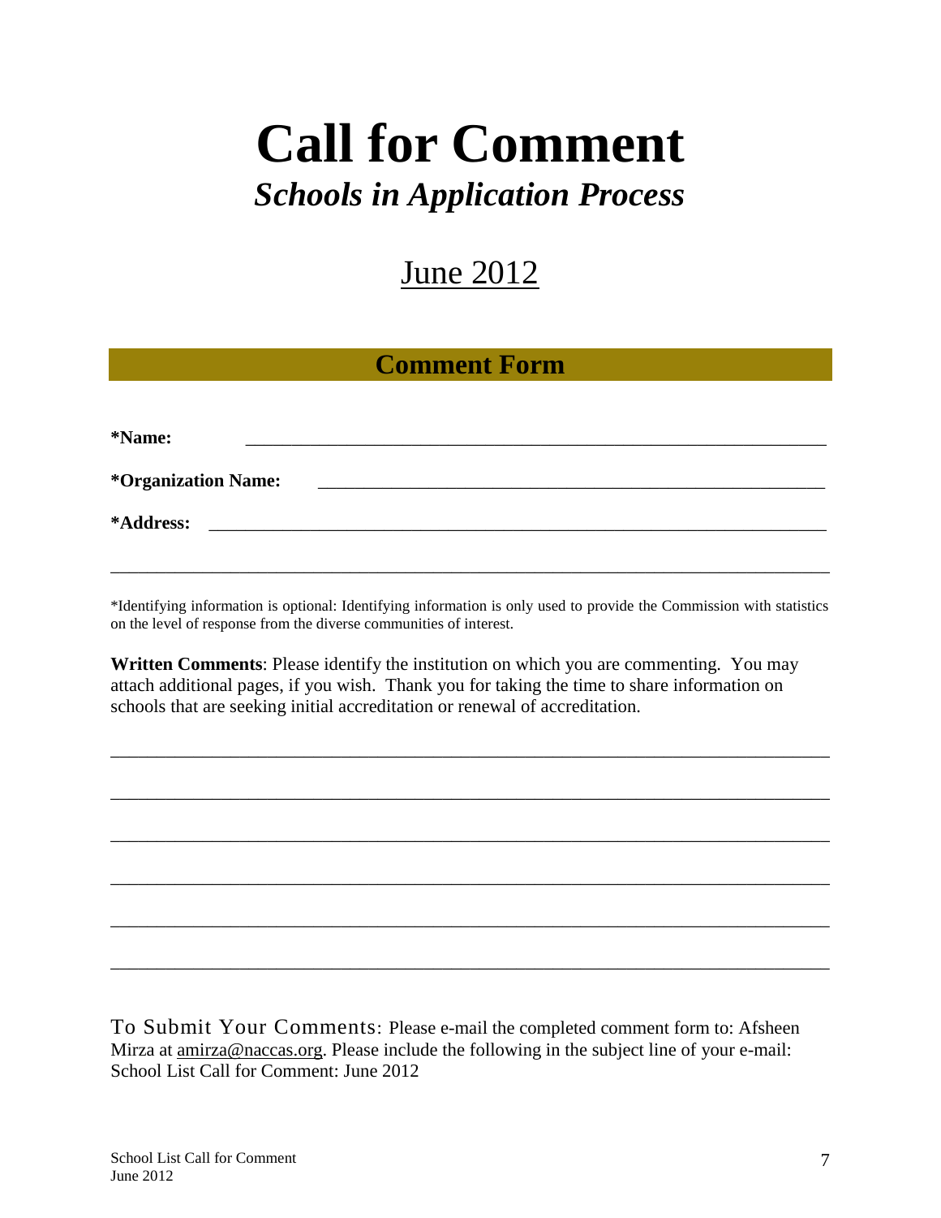# Call for Comment

## *Schools in Application Process*

June 2012

## Comment Form

**\*Name:** ______________________________________________________________

**\*Organization Name:** ______________________________________________________

**\*Address:** _____________________________________________________________

___________________________________________________________________________

\*Identifying information is optional: Identifying information is only used to provide the Commission with statistics on the level of response from the diverse communities of interest.

**Written Comments**: Please identify the institution on which you are commenting. You may attach additional pages, if you wish. Thank you for taking the time to share information on schools that are seeking initial accreditation or renewal of accreditation.

___________________________________________________________________________

___________________________________________________________________________

___________________________________________________________________________

___________________________________________________________________________

___________________________________________________________________________

___________________________________________________________________________

To Submit Your Comments: Please e-mail the completed comment form to: Afsheen Mirza at amirza@naccas.org. Please include the following in the subject line of your e-mail: School List Call for Comment: June 2012